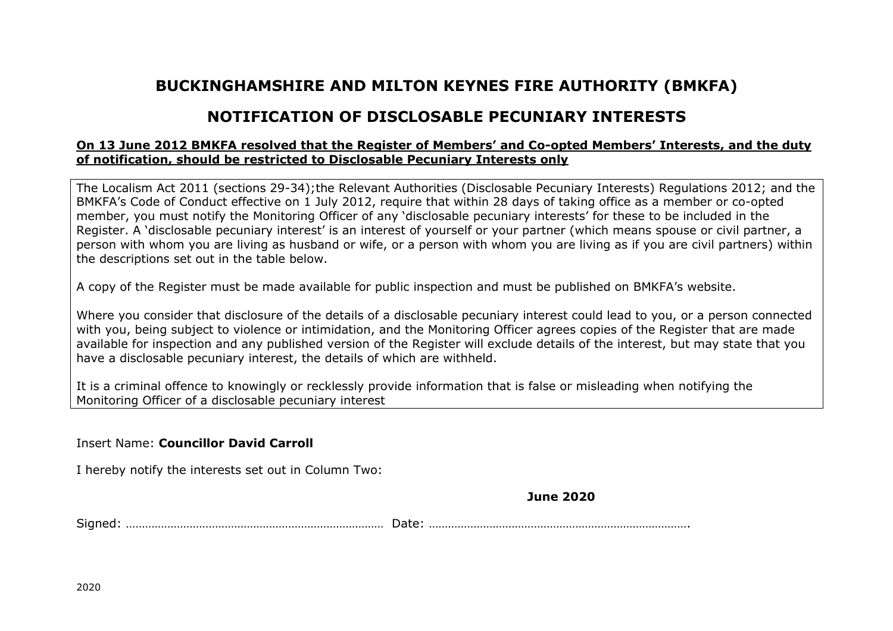# BUCKINGHAMSHIRE AND MILTON KEYNES FIRE AUTHORITY (BMKFA)

## NOTIFICATION OF DISCLOSABLE PECUNIARY INTERESTS

**On 13 June 2012 BMKFA resolved that the Register of Members' and Co-opted Members' Interests, and the duty of notification, should be restricted to Disclosable Pecuniary Interests only**

The Localism Act 2011 (sections 29-34);the Relevant Authorities (Disclosable Pecuniary Interests) Regulations 2012; and the BMKFA's Code of Conduct effective on 1 July 2012, require that within 28 days of taking office as a member or co-opted member, you must notify the Monitoring Officer of any 'disclosable pecuniary interests' for these to be included in the Register. A 'disclosable pecuniary interest' is an interest of yourself or your partner (which means spouse or civil partner, a person with whom you are living as husband or wife, or a person with whom you are living as if you are civil partners) within the descriptions set out in the table below.

A copy of the Register must be made available for public inspection and must be published on BMKFA's website.

Where you consider that disclosure of the details of a disclosable pecuniary interest could lead to you, or a person connected with you, being subject to violence or intimidation, and the Monitoring Officer agrees copies of the Register that are made available for inspection and any published version of the Register will exclude details of the interest, but may state that you have a disclosable pecuniary interest, the details of which are withheld.

It is a criminal offence to knowingly or recklessly provide information that is false or misleading when notifying the Monitoring Officer of a disclosable pecuniary interest

Insert Name: **Councillor David Carroll**

I hereby notify the interests set out in Column Two:

**June 2020**

Signed: ……………………………………………………………………… Date: ……………………………………………………………………….

2020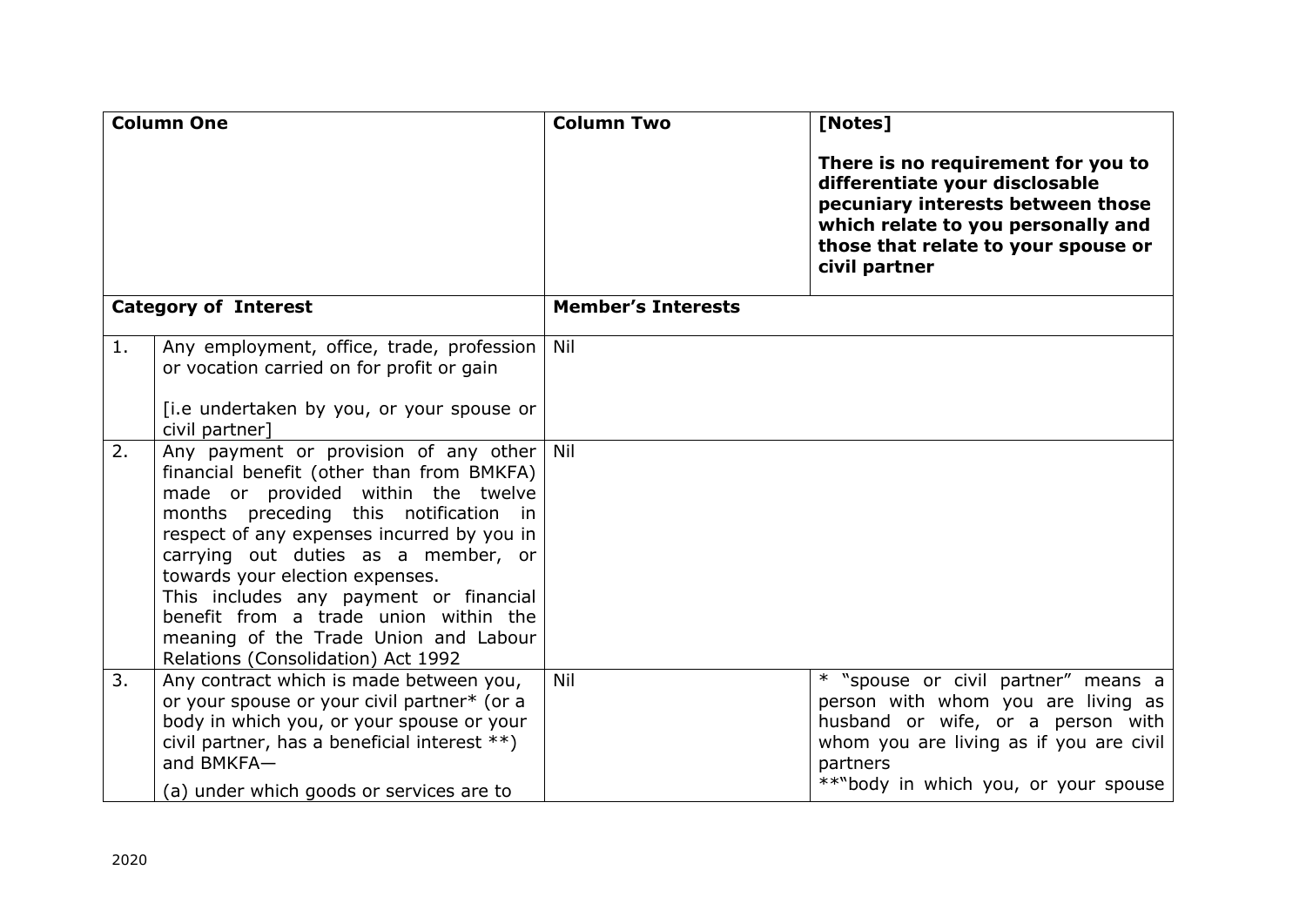| Column One | | Column Two | [Notes]<br><br>**There is no requirement for you to differentiate your disclosable pecuniary interests between those which relate to you personally and those that relate to your spouse or civil partner** |
|---|---|---|---|
| **Category of Interest** | | **Member's Interests** | |
| 1. | Any employment, office, trade, profession or vocation carried on for profit or gain<br><br>[i.e undertaken by you, or your spouse or civil partner] | Nil | |
| 2. | Any payment or provision of any other financial benefit (other than from BMKFA) made or provided within the twelve months preceding this notification in respect of any expenses incurred by you in carrying out duties as a member, or towards your election expenses.<br>This includes any payment or financial benefit from a trade union within the meaning of the Trade Union and Labour Relations (Consolidation) Act 1992 | Nil | |
| 3. | Any contract which is made between you, or your spouse or your civil partner* (or a body in which you, or your spouse or your civil partner, has a beneficial interest **) and BMKFA—<br>(a) under which goods or services are to | Nil | * "spouse or civil partner" means a person with whom you are living as husband or wife, or a person with whom you are living as if you are civil partners<br>**"body in which you, or your spouse |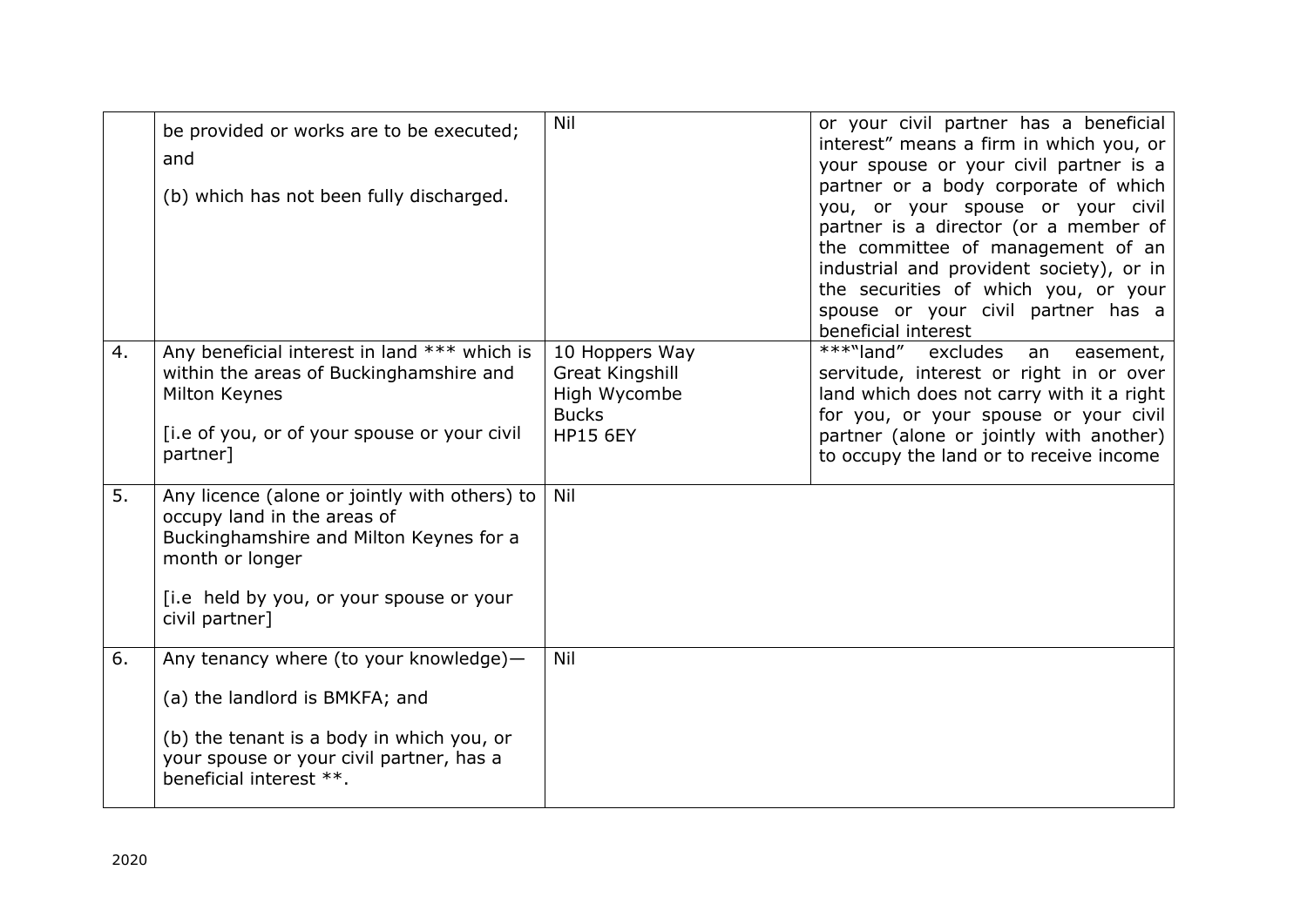| | | | |
|---|---|---|---|
| | be provided or works are to be executed; and<br><br>(b) which has not been fully discharged. | Nil | or your civil partner has a beneficial interest" means a firm in which you, or your spouse or your civil partner is a partner or a body corporate of which you, or your spouse or your civil partner is a director (or a member of the committee of management of an industrial and provident society), or in the securities of which you, or your spouse or your civil partner has a beneficial interest |
| 4. | Any beneficial interest in land *** which is within the areas of Buckinghamshire and Milton Keynes<br><br>[i.e of you, or of your spouse or your civil partner] | 10 Hoppers Way<br>Great Kingshill<br>High Wycombe<br>Bucks<br>HP15 6EY | ***"land" excludes an easement, servitude, interest or right in or over land which does not carry with it a right for you, or your spouse or your civil partner (alone or jointly with another) to occupy the land or to receive income |
| 5. | Any licence (alone or jointly with others) to occupy land in the areas of Buckinghamshire and Milton Keynes for a month or longer<br><br>[i.e held by you, or your spouse or your civil partner] | Nil | |
| 6. | Any tenancy where (to your knowledge)—<br><br>(a) the landlord is BMKFA; and<br><br>(b) the tenant is a body in which you, or your spouse or your civil partner, has a beneficial interest **. | Nil | |

2020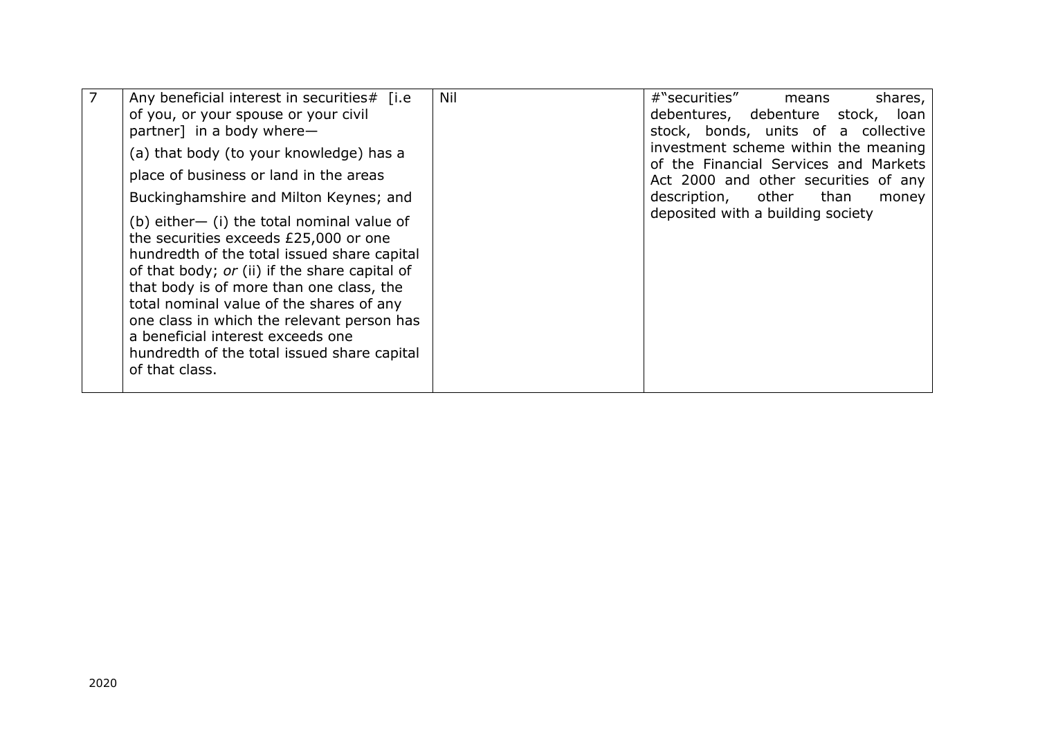| | | | |
|---|---|---|---|
| 7 | Any beneficial interest in securities# [i.e of you, or your spouse or your civil partner] in a body where—<br><br>(a) that body (to your knowledge) has a place of business or land in the areas Buckinghamshire and Milton Keynes; and<br><br>(b) either— (i) the total nominal value of the securities exceeds £25,000 or one hundredth of the total issued share capital of that body; *or* (ii) if the share capital of that body is of more than one class, the total nominal value of the shares of any one class in which the relevant person has a beneficial interest exceeds one hundredth of the total issued share capital of that class. | Nil | #"securities" means shares, debentures, debenture stock, loan stock, bonds, units of a collective investment scheme within the meaning of the Financial Services and Markets Act 2000 and other securities of any description, other than money deposited with a building society |

2020